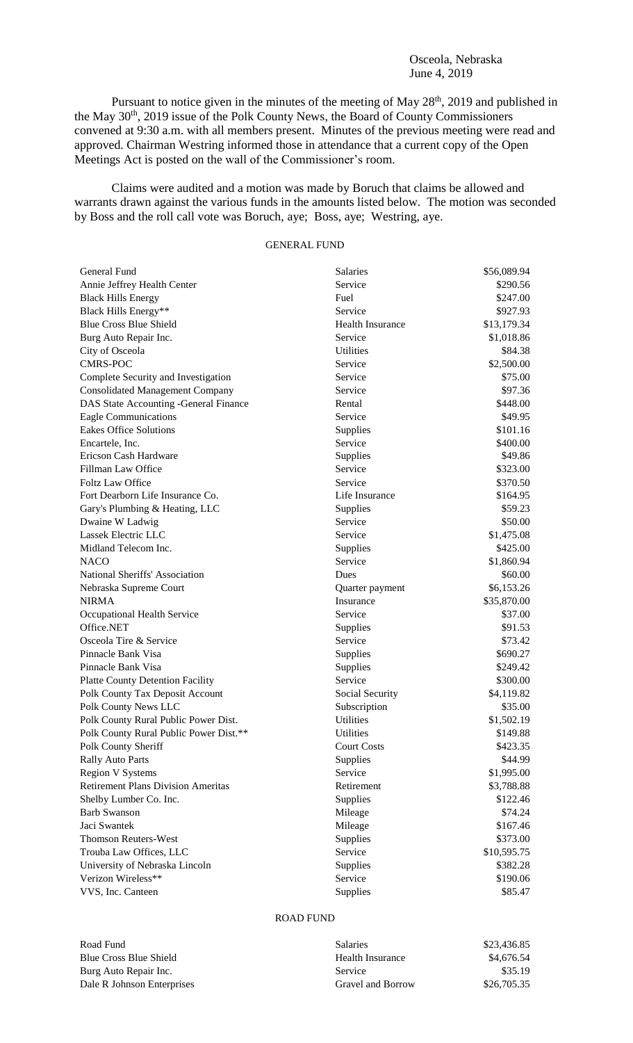Osceola, Nebraska
June 4, 2019

Pursuant to notice given in the minutes of the meeting of May 28th, 2019 and published in the May 30th, 2019 issue of the Polk County News, the Board of County Commissioners convened at 9:30 a.m. with all members present. Minutes of the previous meeting were read and approved. Chairman Westring informed those in attendance that a current copy of the Open Meetings Act is posted on the wall of the Commissioner's room.

Claims were audited and a motion was made by Boruch that claims be allowed and warrants drawn against the various funds in the amounts listed below. The motion was seconded by Boss and the roll call vote was Boruch, aye; Boss, aye; Westring, aye.

GENERAL FUND

| | | |
|---|---|---|
| General Fund | Salaries | $56,089.94 |
| Annie Jeffrey Health Center | Service | $290.56 |
| Black Hills Energy | Fuel | $247.00 |
| Black Hills Energy** | Service | $927.93 |
| Blue Cross Blue Shield | Health Insurance | $13,179.34 |
| Burg Auto Repair Inc. | Service | $1,018.86 |
| City of Osceola | Utilities | $84.38 |
| CMRS-POC | Service | $2,500.00 |
| Complete Security and Investigation | Service | $75.00 |
| Consolidated Management Company | Service | $97.36 |
| DAS State Accounting -General Finance | Rental | $448.00 |
| Eagle Communications | Service | $49.95 |
| Eakes Office Solutions | Supplies | $101.16 |
| Encartele, Inc. | Service | $400.00 |
| Ericson Cash Hardware | Supplies | $49.86 |
| Fillman Law Office | Service | $323.00 |
| Foltz Law Office | Service | $370.50 |
| Fort Dearborn Life Insurance Co. | Life Insurance | $164.95 |
| Gary's Plumbing & Heating, LLC | Supplies | $59.23 |
| Dwaine W Ladwig | Service | $50.00 |
| Lassek Electric LLC | Service | $1,475.08 |
| Midland Telecom Inc. | Supplies | $425.00 |
| NACO | Service | $1,860.94 |
| National Sheriffs' Association | Dues | $60.00 |
| Nebraska Supreme Court | Quarter payment | $6,153.26 |
| NIRMA | Insurance | $35,870.00 |
| Occupational Health Service | Service | $37.00 |
| Office.NET | Supplies | $91.53 |
| Osceola Tire & Service | Service | $73.42 |
| Pinnacle Bank Visa | Supplies | $690.27 |
| Pinnacle Bank Visa | Supplies | $249.42 |
| Platte County Detention Facility | Service | $300.00 |
| Polk County Tax Deposit Account | Social Security | $4,119.82 |
| Polk County News LLC | Subscription | $35.00 |
| Polk County Rural Public Power Dist. | Utilities | $1,502.19 |
| Polk County Rural Public Power Dist.** | Utilities | $149.88 |
| Polk County Sheriff | Court Costs | $423.35 |
| Rally Auto Parts | Supplies | $44.99 |
| Region V Systems | Service | $1,995.00 |
| Retirement Plans Division Ameritas | Retirement | $3,788.88 |
| Shelby Lumber Co. Inc. | Supplies | $122.46 |
| Barb Swanson | Mileage | $74.24 |
| Jaci Swantek | Mileage | $167.46 |
| Thomson Reuters-West | Supplies | $373.00 |
| Trouba Law Offices, LLC | Service | $10,595.75 |
| University of Nebraska Lincoln | Supplies | $382.28 |
| Verizon Wireless** | Service | $190.06 |
| VVS, Inc. Canteen | Supplies | $85.47 |

ROAD FUND

| | | |
|---|---|---|
| Road Fund | Salaries | $23,436.85 |
| Blue Cross Blue Shield | Health Insurance | $4,676.54 |
| Burg Auto Repair Inc. | Service | $35.19 |
| Dale R Johnson Enterprises | Gravel and Borrow | $26,705.35 |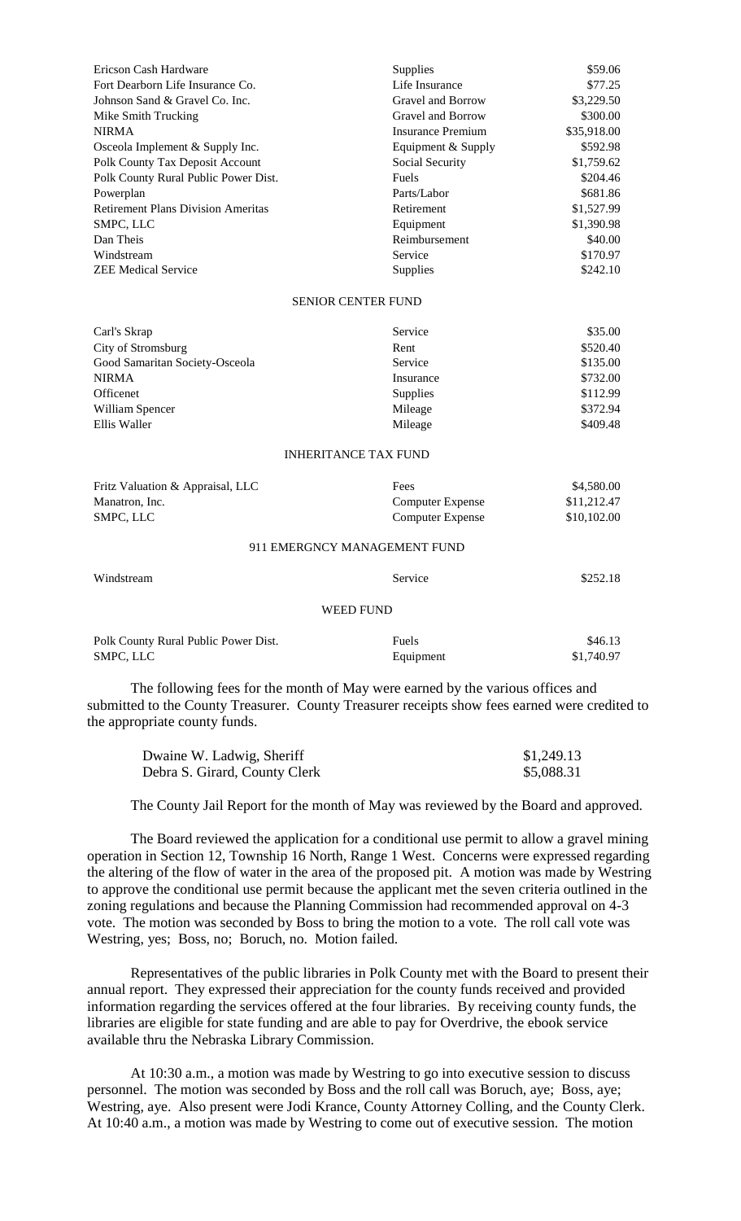| | | |
|---|---|---|
| Ericson Cash Hardware | Supplies | $59.06 |
| Fort Dearborn Life Insurance Co. | Life Insurance | $77.25 |
| Johnson Sand & Gravel Co. Inc. | Gravel and Borrow | $3,229.50 |
| Mike Smith Trucking | Gravel and Borrow | $300.00 |
| NIRMA | Insurance Premium | $35,918.00 |
| Osceola Implement & Supply Inc. | Equipment & Supply | $592.98 |
| Polk County Tax Deposit Account | Social Security | $1,759.62 |
| Polk County Rural Public Power Dist. | Fuels | $204.46 |
| Powerplan | Parts/Labor | $681.86 |
| Retirement Plans Division Ameritas | Retirement | $1,527.99 |
| SMPC, LLC | Equipment | $1,390.98 |
| Dan Theis | Reimbursement | $40.00 |
| Windstream | Service | $170.97 |
| ZEE Medical Service | Supplies | $242.10 |

SENIOR CENTER FUND

| | | |
|---|---|---|
| Carl's Skrap | Service | $35.00 |
| City of Stromsburg | Rent | $520.40 |
| Good Samaritan Society-Osceola | Service | $135.00 |
| NIRMA | Insurance | $732.00 |
| Officenet | Supplies | $112.99 |
| William Spencer | Mileage | $372.94 |
| Ellis Waller | Mileage | $409.48 |

INHERITANCE TAX FUND

| | | |
|---|---|---|
| Fritz Valuation & Appraisal, LLC | Fees | $4,580.00 |
| Manatron, Inc. | Computer Expense | $11,212.47 |
| SMPC, LLC | Computer Expense | $10,102.00 |

911 EMERGNCY MANAGEMENT FUND

| | | |
|---|---|---|
| Windstream | Service | $252.18 |

WEED FUND

| | | |
|---|---|---|
| Polk County Rural Public Power Dist. | Fuels | $46.13 |
| SMPC, LLC | Equipment | $1,740.97 |

The following fees for the month of May were earned by the various offices and submitted to the County Treasurer. County Treasurer receipts show fees earned were credited to the appropriate county funds.

| | |
|---|---|
| Dwaine W. Ladwig, Sheriff | $1,249.13 |
| Debra S. Girard, County Clerk | $5,088.31 |

The County Jail Report for the month of May was reviewed by the Board and approved.

The Board reviewed the application for a conditional use permit to allow a gravel mining operation in Section 12, Township 16 North, Range 1 West. Concerns were expressed regarding the altering of the flow of water in the area of the proposed pit. A motion was made by Westring to approve the conditional use permit because the applicant met the seven criteria outlined in the zoning regulations and because the Planning Commission had recommended approval on 4-3 vote. The motion was seconded by Boss to bring the motion to a vote. The roll call vote was Westring, yes; Boss, no; Boruch, no. Motion failed.

Representatives of the public libraries in Polk County met with the Board to present their annual report. They expressed their appreciation for the county funds received and provided information regarding the services offered at the four libraries. By receiving county funds, the libraries are eligible for state funding and are able to pay for Overdrive, the ebook service available thru the Nebraska Library Commission.

At 10:30 a.m., a motion was made by Westring to go into executive session to discuss personnel. The motion was seconded by Boss and the roll call was Boruch, aye; Boss, aye; Westring, aye. Also present were Jodi Krance, County Attorney Colling, and the County Clerk. At 10:40 a.m., a motion was made by Westring to come out of executive session. The motion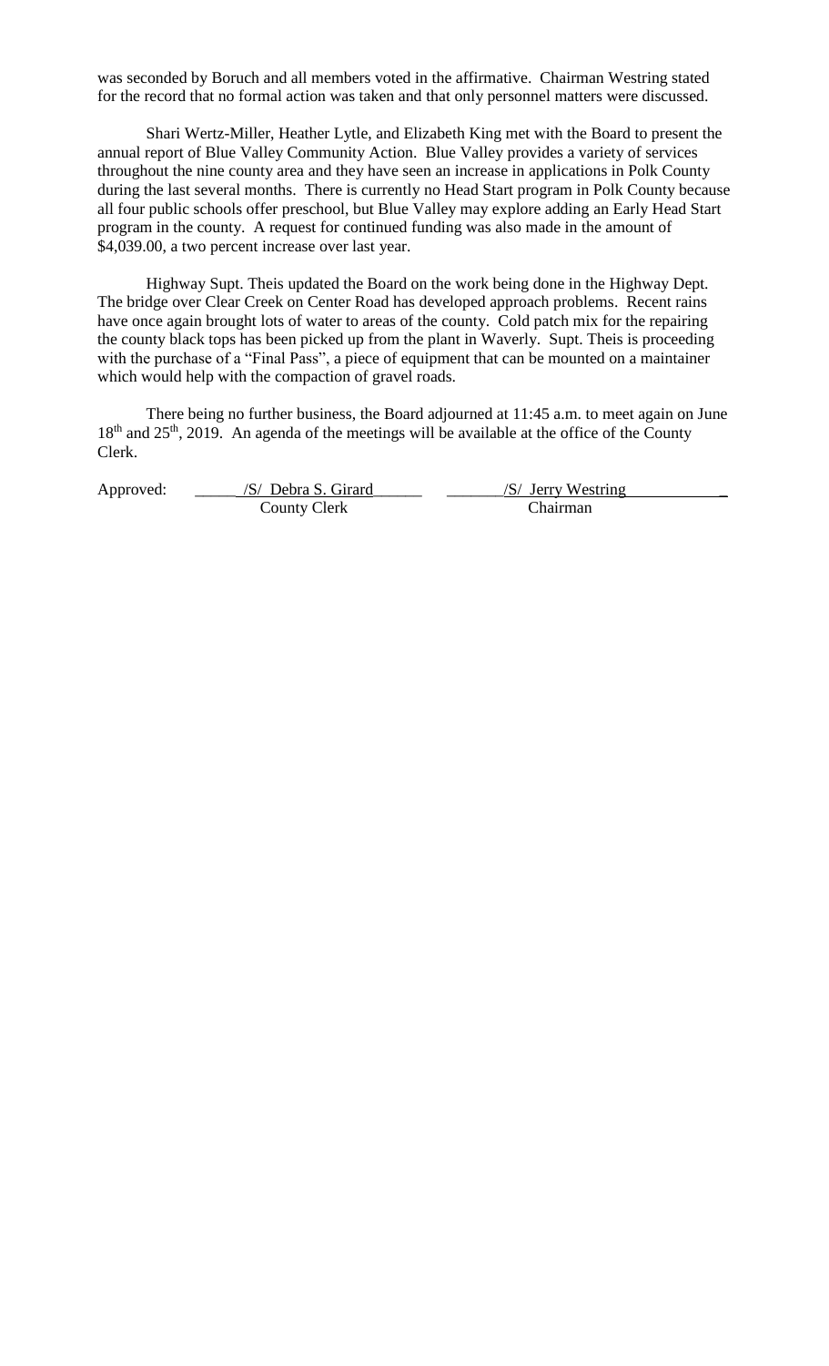was seconded by Boruch and all members voted in the affirmative. Chairman Westring stated for the record that no formal action was taken and that only personnel matters were discussed.

Shari Wertz-Miller, Heather Lytle, and Elizabeth King met with the Board to present the annual report of Blue Valley Community Action. Blue Valley provides a variety of services throughout the nine county area and they have seen an increase in applications in Polk County during the last several months. There is currently no Head Start program in Polk County because all four public schools offer preschool, but Blue Valley may explore adding an Early Head Start program in the county. A request for continued funding was also made in the amount of $4,039.00, a two percent increase over last year.

Highway Supt. Theis updated the Board on the work being done in the Highway Dept. The bridge over Clear Creek on Center Road has developed approach problems. Recent rains have once again brought lots of water to areas of the county. Cold patch mix for the repairing the county black tops has been picked up from the plant in Waverly. Supt. Theis is proceeding with the purchase of a "Final Pass", a piece of equipment that can be mounted on a maintainer which would help with the compaction of gravel roads.

There being no further business, the Board adjourned at 11:45 a.m. to meet again on June 18th and 25th, 2019. An agenda of the meetings will be available at the office of the County Clerk.

Approved: /S/ Debra S. Girard — County Clerk

/S/ Jerry Westring — Chairman